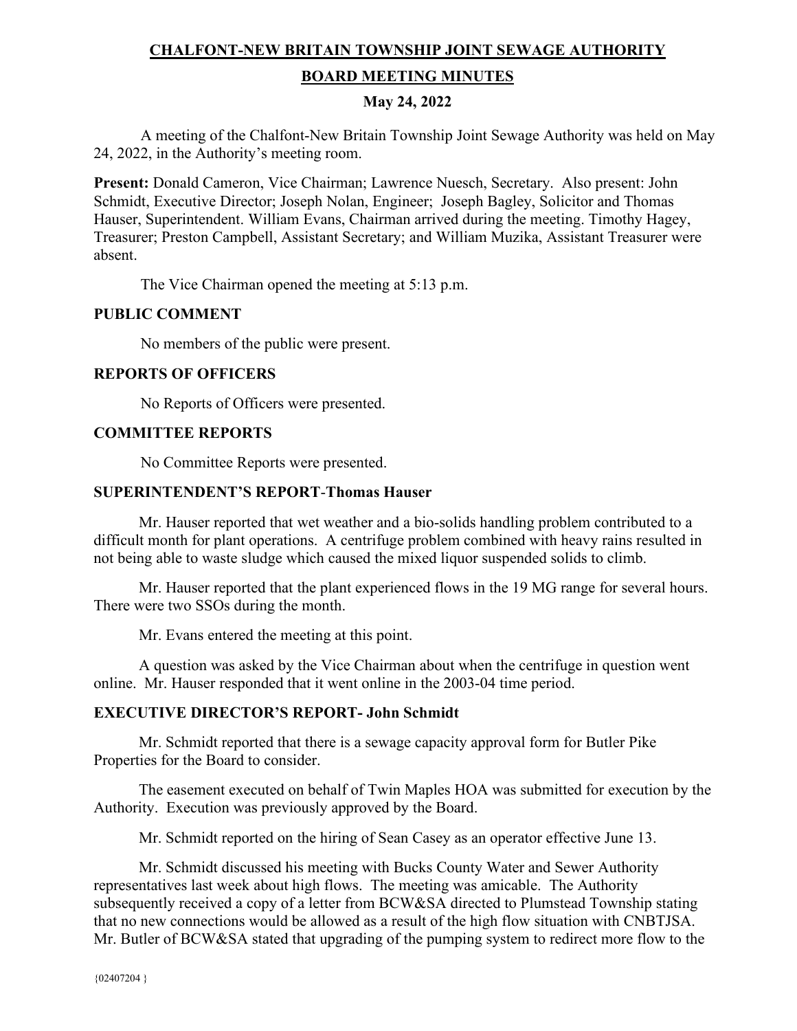# CHALFONT-NEW BRITAIN TOWNSHIP JOINT SEWAGE AUTHORITY

## BOARD MEETING MINUTES

### May 24, 2022

A meeting of the Chalfont-New Britain Township Joint Sewage Authority was held on May 24, 2022, in the Authority's meeting room.

**Present:** Donald Cameron, Vice Chairman; Lawrence Nuesch, Secretary. Also present: John Schmidt, Executive Director; Joseph Nolan, Engineer; Joseph Bagley, Solicitor and Thomas Hauser, Superintendent. William Evans, Chairman arrived during the meeting. Timothy Hagey, Treasurer; Preston Campbell, Assistant Secretary; and William Muzika, Assistant Treasurer were absent.

The Vice Chairman opened the meeting at 5:13 p.m.

**PUBLIC COMMENT**

No members of the public were present.

**REPORTS OF OFFICERS**

No Reports of Officers were presented.

**COMMITTEE REPORTS**

No Committee Reports were presented.

**SUPERINTENDENT'S REPORT-Thomas Hauser**

Mr. Hauser reported that wet weather and a bio-solids handling problem contributed to a difficult month for plant operations. A centrifuge problem combined with heavy rains resulted in not being able to waste sludge which caused the mixed liquor suspended solids to climb.

Mr. Hauser reported that the plant experienced flows in the 19 MG range for several hours. There were two SSOs during the month.

Mr. Evans entered the meeting at this point.

A question was asked by the Vice Chairman about when the centrifuge in question went online. Mr. Hauser responded that it went online in the 2003-04 time period.

**EXECUTIVE DIRECTOR'S REPORT- John Schmidt**

Mr. Schmidt reported that there is a sewage capacity approval form for Butler Pike Properties for the Board to consider.

The easement executed on behalf of Twin Maples HOA was submitted for execution by the Authority. Execution was previously approved by the Board.

Mr. Schmidt reported on the hiring of Sean Casey as an operator effective June 13.

Mr. Schmidt discussed his meeting with Bucks County Water and Sewer Authority representatives last week about high flows. The meeting was amicable. The Authority subsequently received a copy of a letter from BCW&SA directed to Plumstead Township stating that no new connections would be allowed as a result of the high flow situation with CNBTJSA. Mr. Butler of BCW&SA stated that upgrading of the pumping system to redirect more flow to the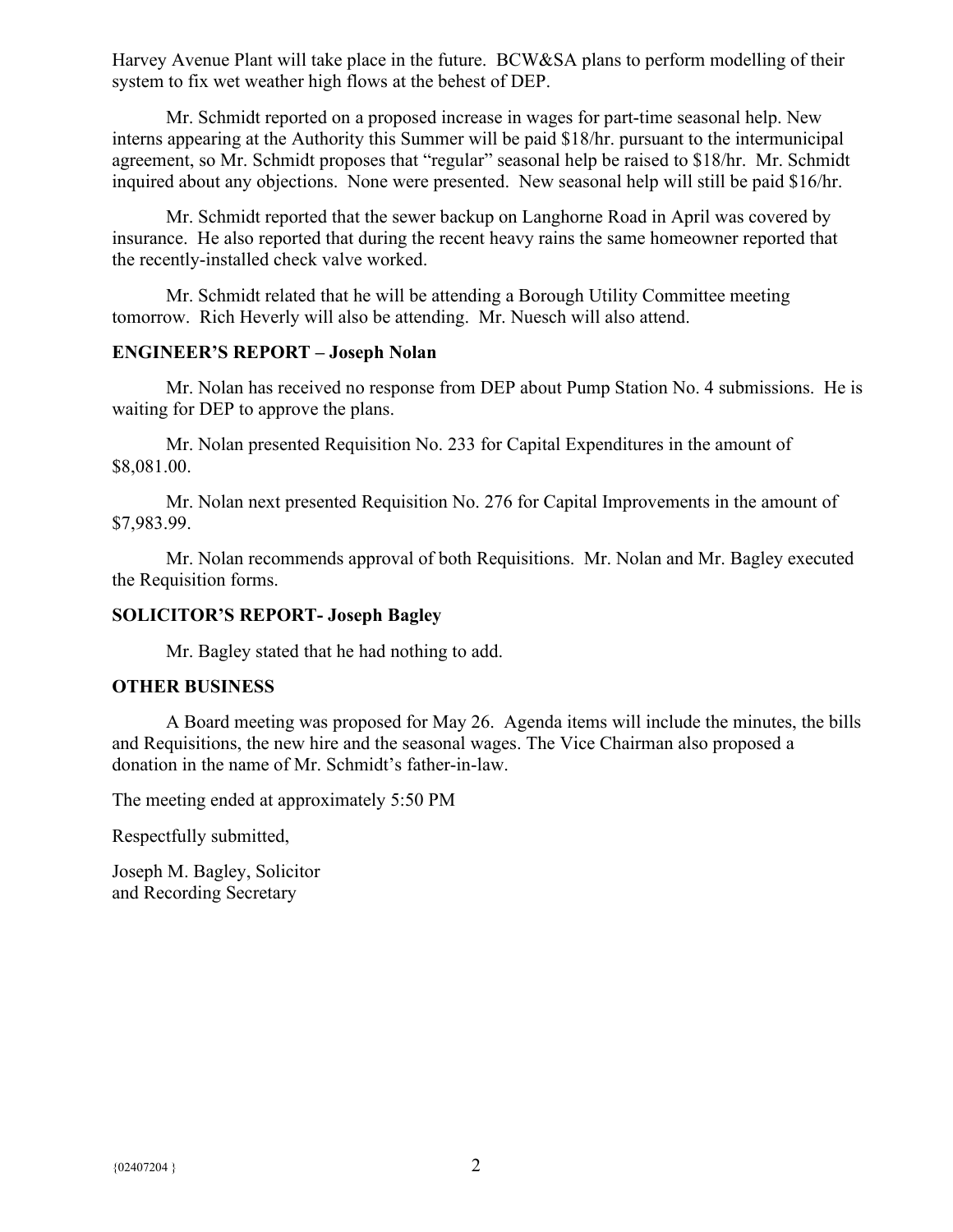Harvey Avenue Plant will take place in the future. BCW&SA plans to perform modelling of their system to fix wet weather high flows at the behest of DEP.

Mr. Schmidt reported on a proposed increase in wages for part-time seasonal help. New interns appearing at the Authority this Summer will be paid $18/hr. pursuant to the intermunicipal agreement, so Mr. Schmidt proposes that "regular" seasonal help be raised to $18/hr. Mr. Schmidt inquired about any objections. None were presented. New seasonal help will still be paid $16/hr.

Mr. Schmidt reported that the sewer backup on Langhorne Road in April was covered by insurance. He also reported that during the recent heavy rains the same homeowner reported that the recently-installed check valve worked.

Mr. Schmidt related that he will be attending a Borough Utility Committee meeting tomorrow. Rich Heverly will also be attending. Mr. Nuesch will also attend.

**ENGINEER'S REPORT – Joseph Nolan**

Mr. Nolan has received no response from DEP about Pump Station No. 4 submissions. He is waiting for DEP to approve the plans.

Mr. Nolan presented Requisition No. 233 for Capital Expenditures in the amount of $8,081.00.

Mr. Nolan next presented Requisition No. 276 for Capital Improvements in the amount of $7,983.99.

Mr. Nolan recommends approval of both Requisitions. Mr. Nolan and Mr. Bagley executed the Requisition forms.

**SOLICITOR'S REPORT- Joseph Bagley**

Mr. Bagley stated that he had nothing to add.

**OTHER BUSINESS**

A Board meeting was proposed for May 26. Agenda items will include the minutes, the bills and Requisitions, the new hire and the seasonal wages. The Vice Chairman also proposed a donation in the name of Mr. Schmidt's father-in-law.

The meeting ended at approximately 5:50 PM

Respectfully submitted,

Joseph M. Bagley, Solicitor
and Recording Secretary